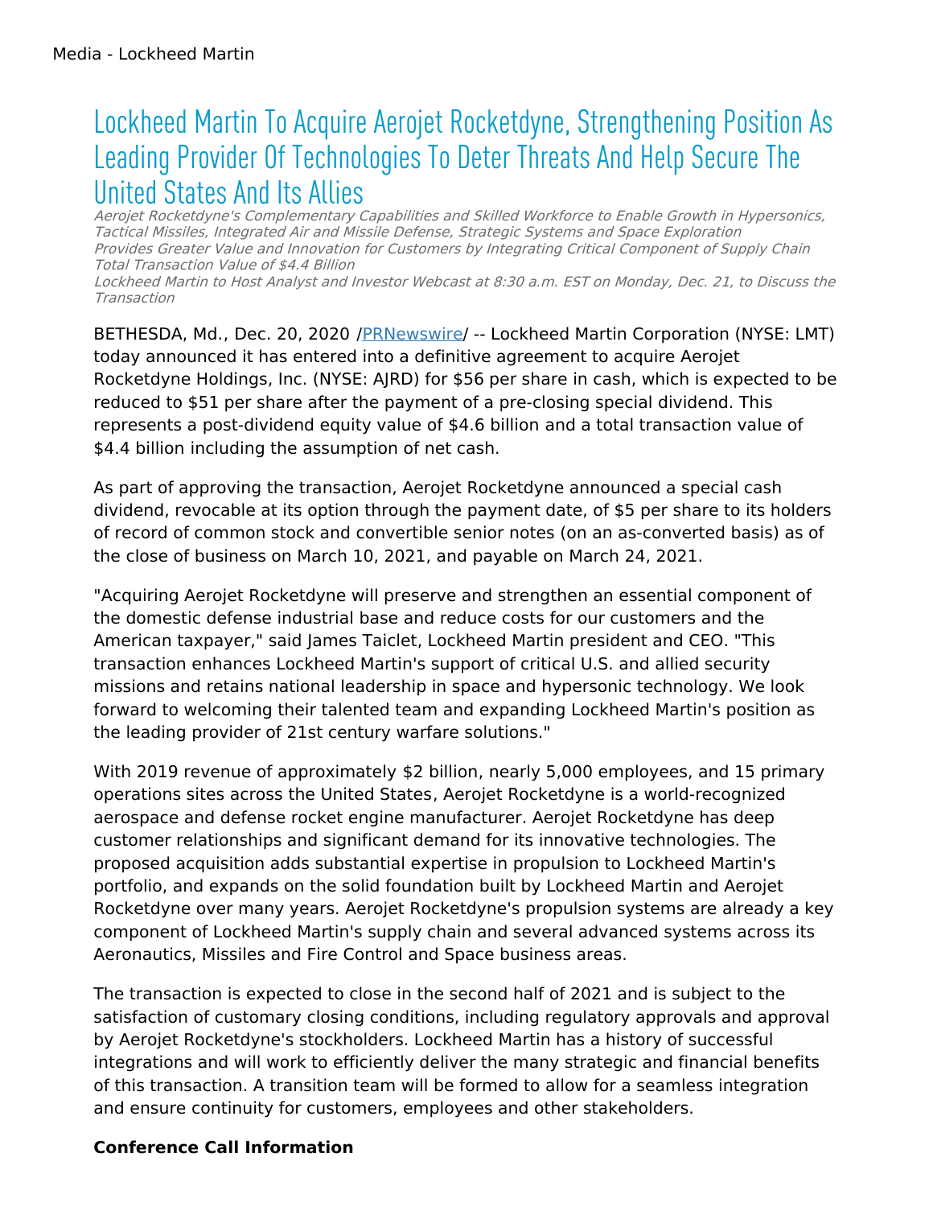Media - Lockheed Martin

# Lockheed Martin To Acquire Aerojet Rocketdyne, Strengthening Position As Leading Provider Of Technologies To Deter Threats And Help Secure The United States And Its Allies

*Aerojet Rocketdyne's Complementary Capabilities and Skilled Workforce to Enable Growth in Hypersonics, Tactical Missiles, Integrated Air and Missile Defense, Strategic Systems and Space Exploration*

*Provides Greater Value and Innovation for Customers by Integrating Critical Component of Supply Chain*

*Total Transaction Value of $4.4 Billion*

*Lockheed Martin to Host Analyst and Investor Webcast at 8:30 a.m. EST on Monday, Dec. 21, to Discuss the Transaction*

BETHESDA, Md., Dec. 20, 2020 /PRNewswire/ -- Lockheed Martin Corporation (NYSE: LMT) today announced it has entered into a definitive agreement to acquire Aerojet Rocketdyne Holdings, Inc. (NYSE: AJRD) for $56 per share in cash, which is expected to be reduced to $51 per share after the payment of a pre-closing special dividend. This represents a post-dividend equity value of $4.6 billion and a total transaction value of $4.4 billion including the assumption of net cash.

As part of approving the transaction, Aerojet Rocketdyne announced a special cash dividend, revocable at its option through the payment date, of $5 per share to its holders of record of common stock and convertible senior notes (on an as-converted basis) as of the close of business on March 10, 2021, and payable on March 24, 2021.

"Acquiring Aerojet Rocketdyne will preserve and strengthen an essential component of the domestic defense industrial base and reduce costs for our customers and the American taxpayer," said James Taiclet, Lockheed Martin president and CEO. "This transaction enhances Lockheed Martin's support of critical U.S. and allied security missions and retains national leadership in space and hypersonic technology. We look forward to welcoming their talented team and expanding Lockheed Martin's position as the leading provider of 21st century warfare solutions."

With 2019 revenue of approximately $2 billion, nearly 5,000 employees, and 15 primary operations sites across the United States, Aerojet Rocketdyne is a world-recognized aerospace and defense rocket engine manufacturer. Aerojet Rocketdyne has deep customer relationships and significant demand for its innovative technologies. The proposed acquisition adds substantial expertise in propulsion to Lockheed Martin's portfolio, and expands on the solid foundation built by Lockheed Martin and Aerojet Rocketdyne over many years. Aerojet Rocketdyne's propulsion systems are already a key component of Lockheed Martin's supply chain and several advanced systems across its Aeronautics, Missiles and Fire Control and Space business areas.

The transaction is expected to close in the second half of 2021 and is subject to the satisfaction of customary closing conditions, including regulatory approvals and approval by Aerojet Rocketdyne's stockholders. Lockheed Martin has a history of successful integrations and will work to efficiently deliver the many strategic and financial benefits of this transaction. A transition team will be formed to allow for a seamless integration and ensure continuity for customers, employees and other stakeholders.

**Conference Call Information**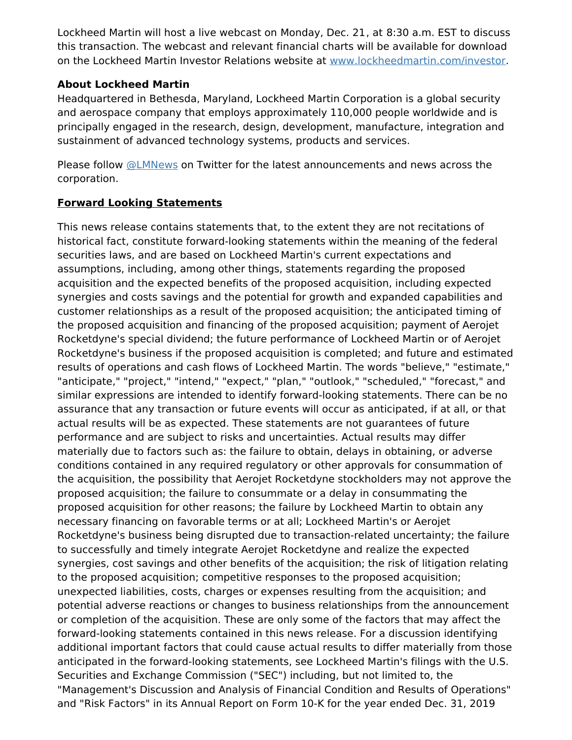Lockheed Martin will host a live webcast on Monday, Dec. 21, at 8:30 a.m. EST to discuss this transaction. The webcast and relevant financial charts will be available for download on the Lockheed Martin Investor Relations website at [www.lockheedmartin.com/investor](www.lockheedmartin.com/investor).

**About Lockheed Martin**

Headquartered in Bethesda, Maryland, Lockheed Martin Corporation is a global security and aerospace company that employs approximately 110,000 people worldwide and is principally engaged in the research, design, development, manufacture, integration and sustainment of advanced technology systems, products and services.

Please follow @LMNews on Twitter for the latest announcements and news across the corporation.

## Forward Looking Statements

This news release contains statements that, to the extent they are not recitations of historical fact, constitute forward-looking statements within the meaning of the federal securities laws, and are based on Lockheed Martin's current expectations and assumptions, including, among other things, statements regarding the proposed acquisition and the expected benefits of the proposed acquisition, including expected synergies and costs savings and the potential for growth and expanded capabilities and customer relationships as a result of the proposed acquisition; the anticipated timing of the proposed acquisition and financing of the proposed acquisition; payment of Aerojet Rocketdyne's special dividend; the future performance of Lockheed Martin or of Aerojet Rocketdyne's business if the proposed acquisition is completed; and future and estimated results of operations and cash flows of Lockheed Martin. The words "believe," "estimate," "anticipate," "project," "intend," "expect," "plan," "outlook," "scheduled," "forecast," and similar expressions are intended to identify forward-looking statements. There can be no assurance that any transaction or future events will occur as anticipated, if at all, or that actual results will be as expected. These statements are not guarantees of future performance and are subject to risks and uncertainties. Actual results may differ materially due to factors such as: the failure to obtain, delays in obtaining, or adverse conditions contained in any required regulatory or other approvals for consummation of the acquisition, the possibility that Aerojet Rocketdyne stockholders may not approve the proposed acquisition; the failure to consummate or a delay in consummating the proposed acquisition for other reasons; the failure by Lockheed Martin to obtain any necessary financing on favorable terms or at all; Lockheed Martin's or Aerojet Rocketdyne's business being disrupted due to transaction-related uncertainty; the failure to successfully and timely integrate Aerojet Rocketdyne and realize the expected synergies, cost savings and other benefits of the acquisition; the risk of litigation relating to the proposed acquisition; competitive responses to the proposed acquisition; unexpected liabilities, costs, charges or expenses resulting from the acquisition; and potential adverse reactions or changes to business relationships from the announcement or completion of the acquisition. These are only some of the factors that may affect the forward-looking statements contained in this news release. For a discussion identifying additional important factors that could cause actual results to differ materially from those anticipated in the forward-looking statements, see Lockheed Martin's filings with the U.S. Securities and Exchange Commission ("SEC") including, but not limited to, the "Management's Discussion and Analysis of Financial Condition and Results of Operations" and "Risk Factors" in its Annual Report on Form 10-K for the year ended Dec. 31, 2019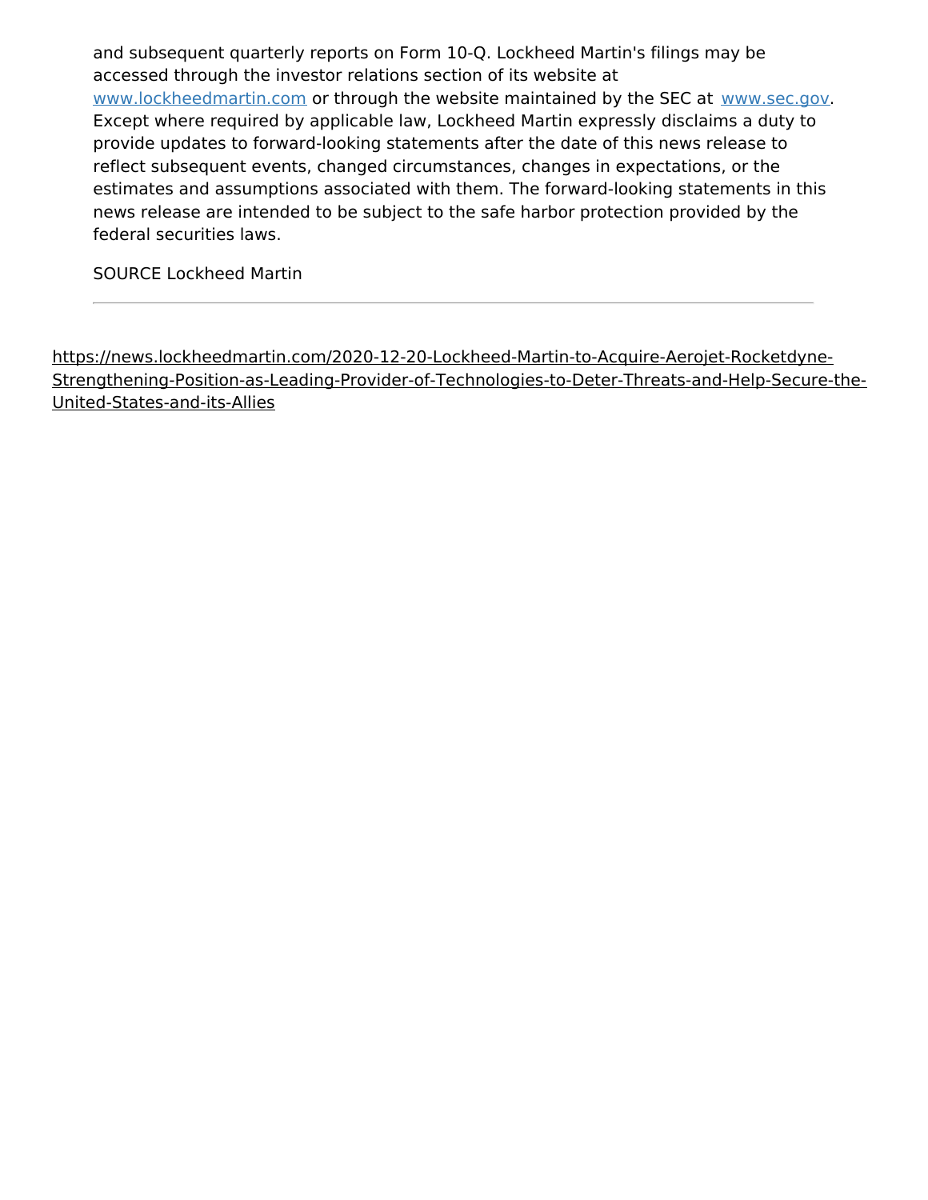and subsequent quarterly reports on Form 10-Q. Lockheed Martin's filings may be accessed through the investor relations section of its website at [www.lockheedmartin.com](http://www.lockheedmartin.com) or through the website maintained by the SEC at [www.sec.gov](http://www.sec.gov). Except where required by applicable law, Lockheed Martin expressly disclaims a duty to provide updates to forward-looking statements after the date of this news release to reflect subsequent events, changed circumstances, changes in expectations, or the estimates and assumptions associated with them. The forward-looking statements in this news release are intended to be subject to the safe harbor protection provided by the federal securities laws.

SOURCE Lockheed Martin

---

https://news.lockheedmartin.com/2020-12-20-Lockheed-Martin-to-Acquire-Aerojet-Rocketdyne-Strengthening-Position-as-Leading-Provider-of-Technologies-to-Deter-Threats-and-Help-Secure-the-United-States-and-its-Allies